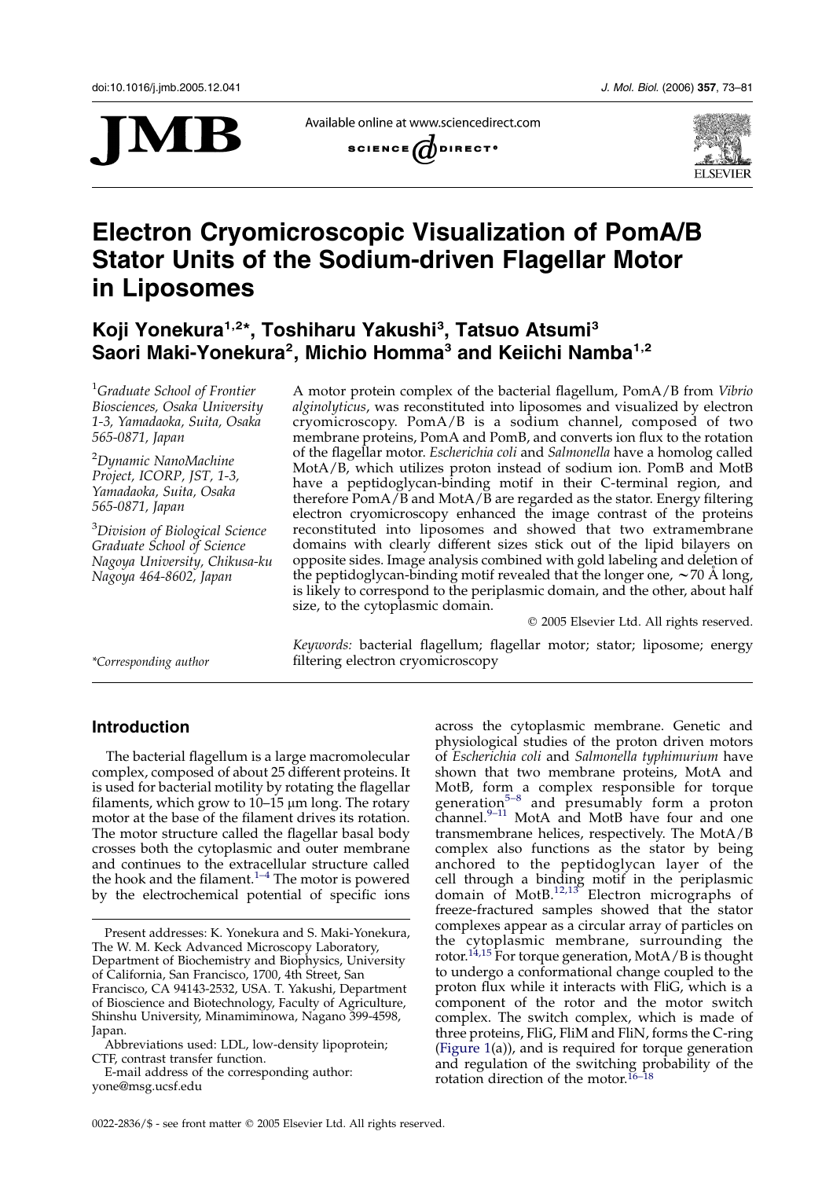doi:10.1016/j.jmb.2005.12.041

# Electron Cryomicroscopic Visualization of PomA/B Stator Units of the Sodium-driven Flagellar Motor in Liposomes

**Koji Yonekura[1,2]*, Toshiharu Yakushi[3], Tatsuo Atsumi[3], Saori Maki-Yonekura[2], Michio Homma[3] and Keiichi Namba[1,2]**

[1]*Graduate School of Frontier Biosciences, Osaka University 1-3, Yamadaoka, Suita, Osaka 565-0871, Japan*

[2]*Dynamic NanoMachine Project, ICORP, JST, 1-3, Yamadaoka, Suita, Osaka 565-0871, Japan*

[3]*Division of Biological Science Graduate School of Science Nagoya University, Chikusa-ku Nagoya 464-8602, Japan*

*\*Corresponding author*

A motor protein complex of the bacterial flagellum, PomA/B from *Vibrio alginolyticus*, was reconstituted into liposomes and visualized by electron cryomicroscopy. PomA/B is a sodium channel, composed of two membrane proteins, PomA and PomB, and converts ion flux to the rotation of the flagellar motor. *Escherichia coli* and *Salmonella* have a homolog called MotA/B, which utilizes proton instead of sodium ion. PomB and MotB have a peptidoglycan-binding motif in their C-terminal region, and therefore PomA/B and MotA/B are regarded as the stator. Energy filtering electron cryomicroscopy enhanced the image contrast of the proteins reconstituted into liposomes and showed that two extramembrane domains with clearly different sizes stick out of the lipid bilayers on opposite sides. Image analysis combined with gold labeling and deletion of the peptidoglycan-binding motif revealed that the longer one, ~70 Å long, is likely to correspond to the periplasmic domain, and the other, about half size, to the cytoplasmic domain.

© 2005 Elsevier Ltd. All rights reserved.

*Keywords:* bacterial flagellum; flagellar motor; stator; liposome; energy filtering electron cryomicroscopy

## Introduction

The bacterial flagellum is a large macromolecular complex, composed of about 25 different proteins. It is used for bacterial motility by rotating the flagellar filaments, which grow to 10–15 μm long. The rotary motor at the base of the filament drives its rotation. The motor structure called the flagellar basal body crosses both the cytoplasmic and outer membrane and continues to the extracellular structure called the hook and the filament.[1–4] The motor is powered by the electrochemical potential of specific ions across the cytoplasmic membrane. Genetic and physiological studies of the proton driven motors of *Escherichia coli* and *Salmonella typhimurium* have shown that two membrane proteins, MotA and MotB, form a complex responsible for torque generation[5–8] and presumably form a proton channel.[9–11] MotA and MotB have four and one transmembrane helices, respectively. The MotA/B complex also functions as the stator by being anchored to the peptidoglycan layer of the cell through a binding motif in the periplasmic domain of MotB.[12,13] Electron micrographs of freeze-fractured samples showed that the stator complexes appear as a circular array of particles on the cytoplasmic membrane, surrounding the rotor.[14,15] For torque generation, MotA/B is thought to undergo a conformational change coupled to the proton flux while it interacts with FliG, which is a component of the rotor and the motor switch complex. The switch complex, which is made of three proteins, FliG, FliM and FliN, forms the C-ring (Figure 1(a)), and is required for torque generation and regulation of the switching probability of the rotation direction of the motor.[16–18]

Present addresses: K. Yonekura and S. Maki-Yonekura, The W. M. Keck Advanced Microscopy Laboratory, Department of Biochemistry and Biophysics, University of California, San Francisco, 1700, 4th Street, San Francisco, CA 94143-2532, USA. T. Yakushi, Department of Bioscience and Biotechnology, Faculty of Agriculture, Shinshu University, Minamiminowa, Nagano 399-4598, Japan.

Abbreviations used: LDL, low-density lipoprotein; CTF, contrast transfer function.

E-mail address of the corresponding author: yone@msg.ucsf.edu

0022-2836/$ - see front matter © 2005 Elsevier Ltd. All rights reserved.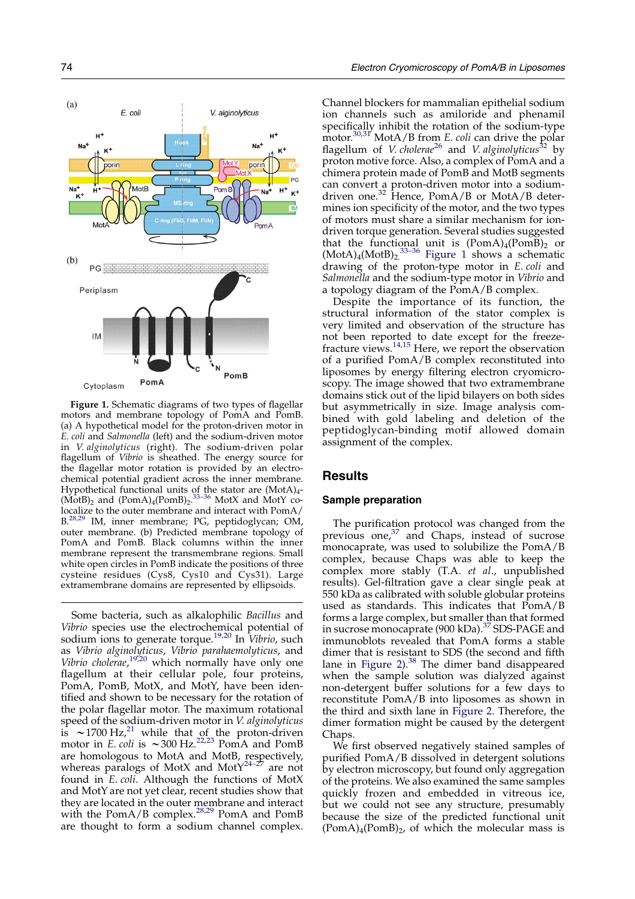(a)

E. coli

V. alginolyticus

H+
Na+
K+
porin
Hook
Sheath
L ring
P ring
MS ring
C ring (FliG, FliM, FliN)
MotY
MotX
porin
H+
Na+
K+
OM
PG
IM
Na+
K+
H+
MotB
MotA
PomB
Na+
H+
K+
PomA

(b)

PG

Periplasm

IM

N
C
N
C
PomA
PomB

Cytoplasm

**Figure 1.** Schematic diagrams of two types of flagellar motors and membrane topology of PomA and PomB. (a) A hypothetical model for the proton-driven motor in *E. coli* and *Salmonella* (left) and the sodium-driven motor in *V. alginolyticus* (right). The sodium-driven polar flagellum of *Vibrio* is sheathed. The energy source for the flagellar motor rotation is provided by an electrochemical potential gradient across the inner membrane. Hypothetical functional units of the stator are $(MotA)_4(MotB)_2$ and $(PomA)_4(PomB)_2$.[33–36] MotX and MotY co-localize to the outer membrane and interact with PomA/B.[28,29] IM, inner membrane; PG, peptidoglycan; OM, outer membrane. (b) Predicted membrane topology of PomA and PomB. Black columns within the inner membrane represent the transmembrane regions. Small white open circles in PomB indicate the positions of three cysteine residues (Cys8, Cys10 and Cys31). Large extramembrane domains are represented by ellipsoids.

Some bacteria, such as alkalophilic *Bacillus* and *Vibrio* species use the electrochemical potential of sodium ions to generate torque.[19,20] In *Vibrio*, such as *Vibrio alginolyticus*, *Vibrio parahaemolyticus*, and *Vibrio cholerae*,[19,20] which normally have only one flagellum at their cellular pole, four proteins, PomA, PomB, MotX, and MotY, have been identified and shown to be necessary for the rotation of the polar flagellar motor. The maximum rotational speed of the sodium-driven motor in *V. alginolyticus* is ~1700 Hz,[21] while that of the proton-driven motor in *E. coli* is ~300 Hz.[22,23] PomA and PomB are homologous to MotA and MotB, respectively, whereas paralogs of MotX and MotY[24–27] are not found in *E. coli*. Although the functions of MotX and MotY are not yet clear, recent studies show that they are located in the outer membrane and interact with the PomA/B complex.[28,29] PomA and PomB are thought to form a sodium channel complex. Channel blockers for mammalian epithelial sodium ion channels such as amiloride and phenamil specifically inhibit the rotation of the sodium-type motor.[30,31] MotA/B from *E. coli* can drive the polar flagellum of *V. cholerae*[26] and *V. alginolyticus*[32] by proton motive force. Also, a complex of PomA and a chimera protein made of PomB and MotB segments can convert a proton-driven motor into a sodium-driven one.[32] Hence, PomA/B or MotA/B determines ion specificity of the motor, and the two types of motors must share a similar mechanism for ion-driven torque generation. Several studies suggested that the functional unit is $(PomA)_4(PomB)_2$ or $(MotA)_4(MotB)_2$.[33–36] Figure 1 shows a schematic drawing of the proton-type motor in *E. coli* and *Salmonella* and the sodium-type motor in *Vibrio* and a topology diagram of the PomA/B complex.

Despite the importance of its function, the structural information of the stator complex is very limited and observation of the structure has not been reported to date except for the freeze-fracture views.[14,15] Here, we report the observation of a purified PomA/B complex reconstituted into liposomes by energy filtering electron cryomicroscopy. The image showed that two extramembrane domains stick out of the lipid bilayers on both sides but asymmetrically in size. Image analysis combined with gold labeling and deletion of the peptidoglycan-binding motif allowed domain assignment of the complex.

## Results

### Sample preparation

The purification protocol was changed from the previous one,[37] and Chaps, instead of sucrose monocaprate, was used to solubilize the PomA/B complex, because Chaps was able to keep the complex more stably (T.A. *et al*., unpublished results). Gel-filtration gave a clear single peak at 550 kDa as calibrated with soluble globular proteins used as standards. This indicates that PomA/B forms a large complex, but smaller than that formed in sucrose monocaprate (900 kDa).[37] SDS-PAGE and immunoblots revealed that PomA forms a stable dimer that is resistant to SDS (the second and fifth lane in Figure 2).[38] The dimer band disappeared when the sample solution was dialyzed against non-detergent buffer solutions for a few days to reconstitute PomA/B into liposomes as shown in the third and sixth lane in Figure 2. Therefore, the dimer formation might be caused by the detergent Chaps.

We first observed negatively stained samples of purified PomA/B dissolved in detergent solutions by electron microscopy, but found only aggregation of the proteins. We also examined the same samples quickly frozen and embedded in vitreous ice, but we could not see any structure, presumably because the size of the predicted functional unit $(PomA)_4(PomB)_2$, of which the molecular mass is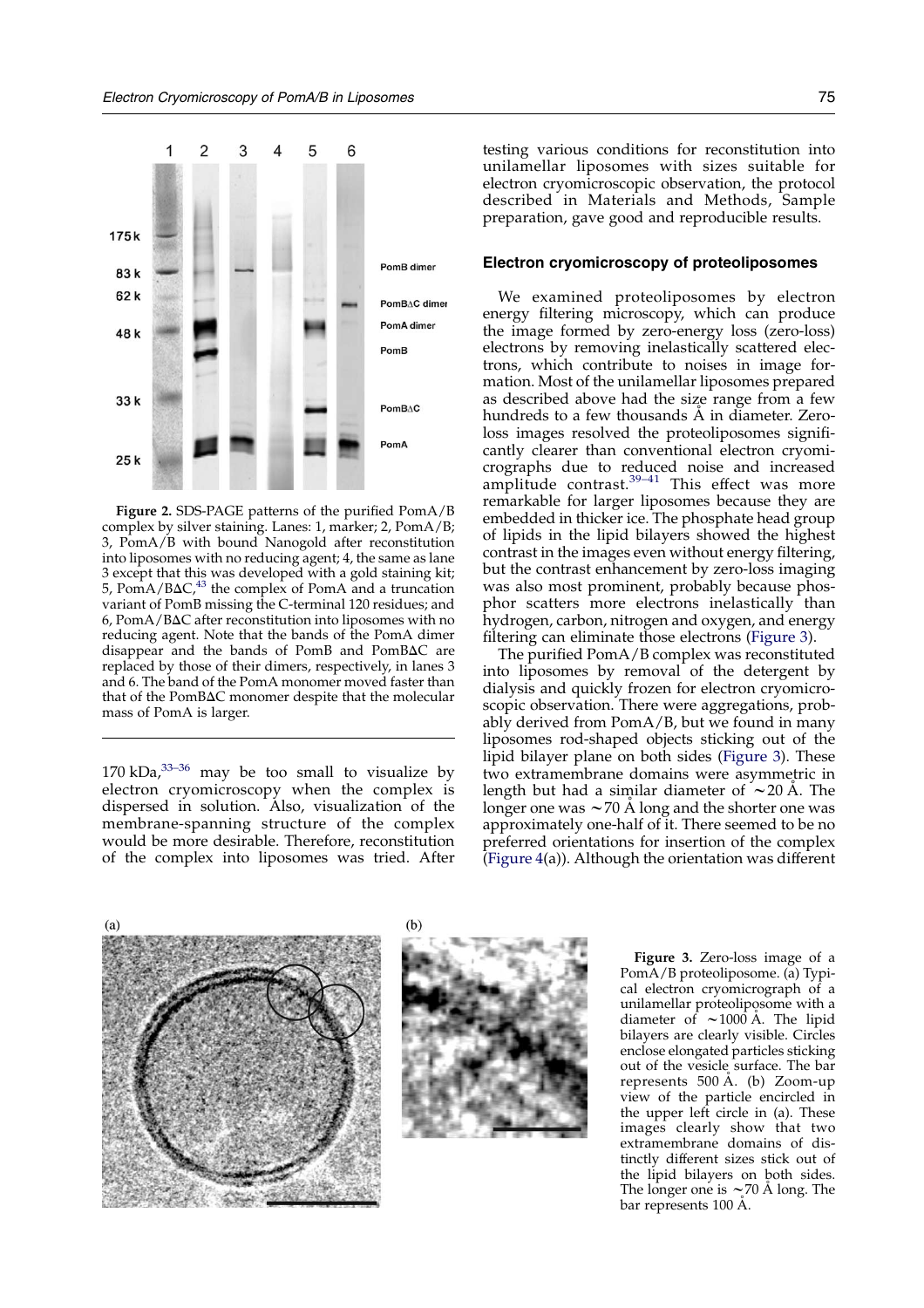1 2 3 4 5 6

175k
83 k
62 k
48 k
33 k
25 k

PomB dimer
PomBΔC dimer
PomA dimer
PomB
PomBΔC
PomA

**Figure 2.** SDS-PAGE patterns of the purified PomA/B complex by silver staining. Lanes: 1, marker; 2, PomA/B; 3, PomA/B with bound Nanogold after reconstitution into liposomes with no reducing agent; 4, the same as lane 3 except that this was developed with a gold staining kit; 5, PomA/BΔC,[43] the complex of PomA and a truncation variant of PomB missing the C-terminal 120 residues; and 6, PomA/BΔC after reconstitution into liposomes with no reducing agent. Note that the bands of the PomA dimer disappear and the bands of PomB and PomBΔC are replaced by those of their dimers, respectively, in lanes 3 and 6. The band of the PomA monomer moved faster than that of the PomBΔC monomer despite that the molecular mass of PomA is larger.

170 kDa,[33–36] may be too small to visualize by electron cryomicroscopy when the complex is dispersed in solution. Also, visualization of the membrane-spanning structure of the complex would be more desirable. Therefore, reconstitution of the complex into liposomes was tried. After testing various conditions for reconstitution into unilamellar liposomes with sizes suitable for electron cryomicroscopic observation, the protocol described in Materials and Methods, Sample preparation, gave good and reproducible results.

## Electron cryomicroscopy of proteoliposomes

We examined proteoliposomes by electron energy filtering microscopy, which can produce the image formed by zero-energy loss (zero-loss) electrons by removing inelastically scattered electrons, which contribute to noises in image formation. Most of the unilamellar liposomes prepared as described above had the size range from a few hundreds to a few thousands Å in diameter. Zero-loss images resolved the proteoliposomes significantly clearer than conventional electron cryomicrographs due to reduced noise and increased amplitude contrast.[39–41] This effect was more remarkable for larger liposomes because they are embedded in thicker ice. The phosphate head group of lipids in the lipid bilayers showed the highest contrast in the images even without energy filtering, but the contrast enhancement by zero-loss imaging was also most prominent, probably because phosphor scatters more electrons inelastically than hydrogen, carbon, nitrogen and oxygen, and energy filtering can eliminate those electrons (Figure 3).

The purified PomA/B complex was reconstituted into liposomes by removal of the detergent by dialysis and quickly frozen for electron cryomicroscopic observation. There were aggregations, probably derived from PomA/B, but we found in many liposomes rod-shaped objects sticking out of the lipid bilayer plane on both sides (Figure 3). These two extramembrane domains were asymmetric in length but had a similar diameter of ∼20 Å. The longer one was ∼70 Å long and the shorter one was approximately one-half of it. There seemed to be no preferred orientations for insertion of the complex (Figure 4(a)). Although the orientation was different

(a) (b)

**Figure 3.** Zero-loss image of a PomA/B proteoliposome. (a) Typical electron cryomicrograph of a unilamellar proteoliposome with a diameter of ∼1000 Å. The lipid bilayers are clearly visible. Circles enclose elongated particles sticking out of the vesicle surface. The bar represents 500 Å. (b) Zoom-up view of the particle encircled in the upper left circle in (a). These images clearly show that two extramembrane domains of distinctly different sizes stick out of the lipid bilayers on both sides. The longer one is ∼70 Å long. The bar represents 100 Å.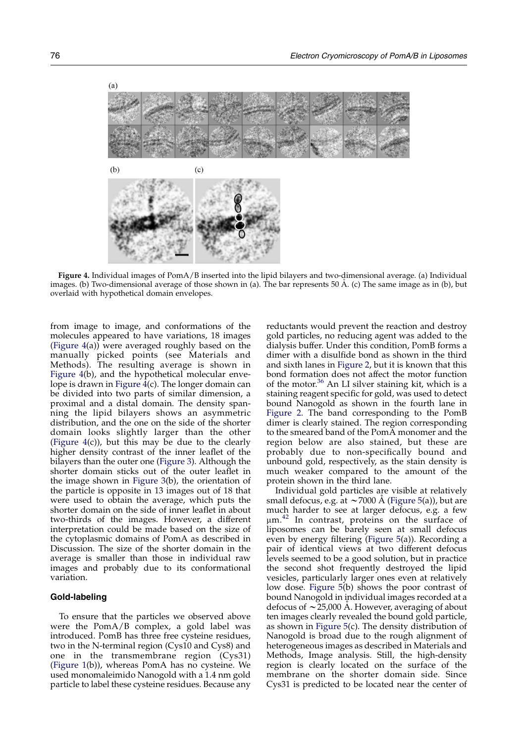(a)

(b) (c)

**Figure 4.** Individual images of PomA/B inserted into the lipid bilayers and two-dimensional average. (a) Individual images. (b) Two-dimensional average of those shown in (a). The bar represents 50 Å. (c) The same image as in (b), but overlaid with hypothetical domain envelopes.

from image to image, and conformations of the molecules appeared to have variations, 18 images (Figure 4(a)) were averaged roughly based on the manually picked points (see Materials and Methods). The resulting average is shown in Figure 4(b), and the hypothetical molecular envelope is drawn in Figure 4(c). The longer domain can be divided into two parts of similar dimension, a proximal and a distal domain. The density spanning the lipid bilayers shows an asymmetric distribution, and the one on the side of the shorter domain looks slightly larger than the other (Figure 4(c)), but this may be due to the clearly higher density contrast of the inner leaflet of the bilayers than the outer one (Figure 3). Although the shorter domain sticks out of the outer leaflet in the image shown in Figure 3(b), the orientation of the particle is opposite in 13 images out of 18 that were used to obtain the average, which puts the shorter domain on the side of inner leaflet in about two-thirds of the images. However, a different interpretation could be made based on the size of the cytoplasmic domains of PomA as described in Discussion. The size of the shorter domain in the average is smaller than those in individual raw images and probably due to its conformational variation.

## Gold-labeling

To ensure that the particles we observed above were the PomA/B complex, a gold label was introduced. PomB has three free cysteine residues, two in the N-terminal region (Cys10 and Cys8) and one in the transmembrane region (Cys31) (Figure 1(b)), whereas PomA has no cysteine. We used monomaleimido Nanogold with a 1.4 nm gold particle to label these cysteine residues. Because any reductants would prevent the reaction and destroy gold particles, no reducing agent was added to the dialysis buffer. Under this condition, PomB forms a dimer with a disulfide bond as shown in the third and sixth lanes in Figure 2, but it is known that this bond formation does not affect the motor function of the motor.[36] An LI silver staining kit, which is a staining reagent specific for gold, was used to detect bound Nanogold as shown in the fourth lane in Figure 2. The band corresponding to the PomB dimer is clearly stained. The region corresponding to the smeared band of the PomA monomer and the region below are also stained, but these are probably due to non-specifically bound and unbound gold, respectively, as the stain density is much weaker compared to the amount of the protein shown in the third lane.

Individual gold particles are visible at relatively small defocus, e.g. at ~7000 Å (Figure 5(a)), but are much harder to see at larger defocus, e.g. a few μm.[42] In contrast, proteins on the surface of liposomes can be barely seen at small defocus even by energy filtering (Figure 5(a)). Recording a pair of identical views at two different defocus levels seemed to be a good solution, but in practice the second shot frequently destroyed the lipid vesicles, particularly larger ones even at relatively low dose. Figure 5(b) shows the poor contrast of bound Nanogold in individual images recorded at a defocus of ~25,000 Å. However, averaging of about ten images clearly revealed the bound gold particle, as shown in Figure 5(c). The density distribution of Nanogold is broad due to the rough alignment of heterogeneous images as described in Materials and Methods, Image analysis. Still, the high-density region is clearly located on the surface of the membrane on the shorter domain side. Since Cys31 is predicted to be located near the center of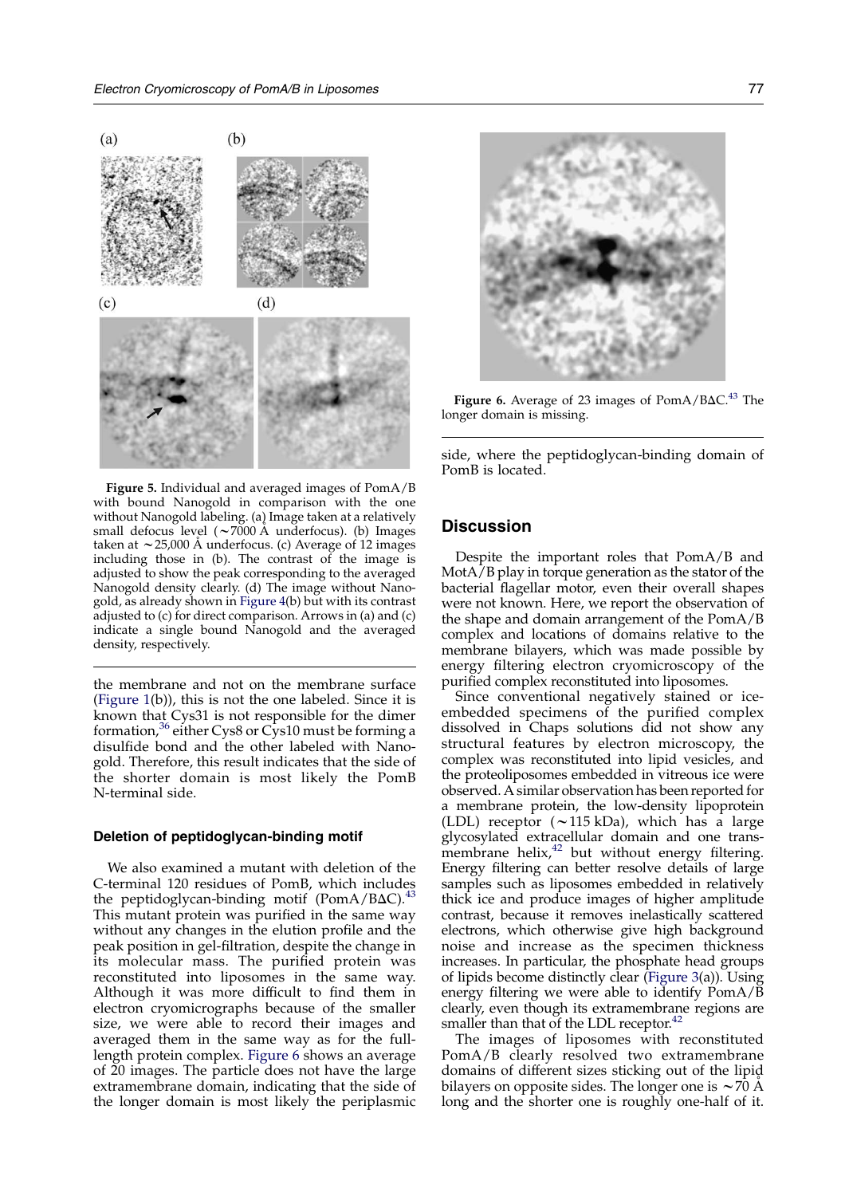(a) (b)

(c) (d)

**Figure 5.** Individual and averaged images of PomA/B with bound Nanogold in comparison with the one without Nanogold labeling. (a) Image taken at a relatively small defocus level (∼7000 Å underfocus). (b) Images taken at ∼25,000 Å underfocus. (c) Average of 12 images including those in (b). The contrast of the image is adjusted to show the peak corresponding to the averaged Nanogold density clearly. (d) The image without Nanogold, as already shown in Figure 4(b) but with its contrast adjusted to (c) for direct comparison. Arrows in (a) and (c) indicate a single bound Nanogold and the averaged density, respectively.

the membrane and not on the membrane surface (Figure 1(b)), this is not the one labeled. Since it is known that Cys31 is not responsible for the dimer formation,[36] either Cys8 or Cys10 must be forming a disulfide bond and the other labeled with Nanogold. Therefore, this result indicates that the side of the shorter domain is most likely the PomB N-terminal side.

### Deletion of peptidoglycan-binding motif

We also examined a mutant with deletion of the C-terminal 120 residues of PomB, which includes the peptidoglycan-binding motif (PomA/BΔC).[43] This mutant protein was purified in the same way without any changes in the elution profile and the peak position in gel-filtration, despite the change in its molecular mass. The purified protein was reconstituted into liposomes in the same way. Although it was more difficult to find them in electron cryomicrographs because of the smaller size, we were able to record their images and averaged them in the same way as for the full-length protein complex. Figure 6 shows an average of 20 images. The particle does not have the large extramembrane domain, indicating that the side of the longer domain is most likely the periplasmic side, where the peptidoglycan-binding domain of PomB is located.

**Figure 6.** Average of 23 images of PomA/BΔC.[43] The longer domain is missing.

## Discussion

Despite the important roles that PomA/B and MotA/B play in torque generation as the stator of the bacterial flagellar motor, even their overall shapes were not known. Here, we report the observation of the shape and domain arrangement of the PomA/B complex and locations of domains relative to the membrane bilayers, which was made possible by energy filtering electron cryomicroscopy of the purified complex reconstituted into liposomes.

Since conventional negatively stained or ice-embedded specimens of the purified complex dissolved in Chaps solutions did not show any structural features by electron microscopy, the complex was reconstituted into lipid vesicles, and the proteoliposomes embedded in vitreous ice were observed. A similar observation has been reported for a membrane protein, the low-density lipoprotein (LDL) receptor (∼115 kDa), which has a large glycosylated extracellular domain and one trans-membrane helix,[42] but without energy filtering. Energy filtering can better resolve details of large samples such as liposomes embedded in relatively thick ice and produce images of higher amplitude contrast, because it removes inelastically scattered electrons, which otherwise give high background noise and increase as the specimen thickness increases. In particular, the phosphate head groups of lipids become distinctly clear (Figure 3(a)). Using energy filtering we were able to identify PomA/B clearly, even though its extramembrane regions are smaller than that of the LDL receptor.[42]

The images of liposomes with reconstituted PomA/B clearly resolved two extramembrane domains of different sizes sticking out of the lipid bilayers on opposite sides. The longer one is ∼70 Å long and the shorter one is roughly one-half of it.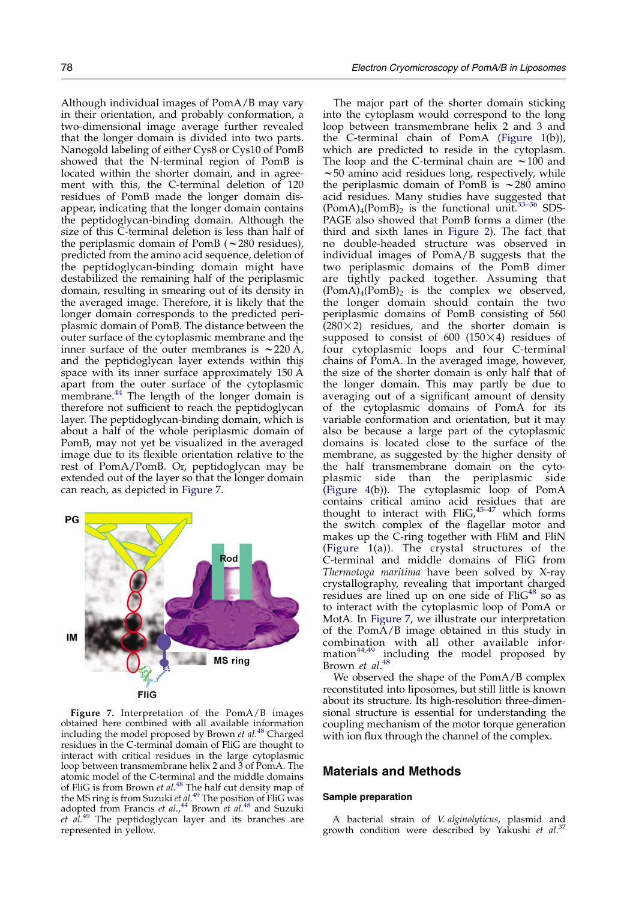Although individual images of PomA/B may vary in their orientation, and probably conformation, a two-dimensional image average further revealed that the longer domain is divided into two parts. Nanogold labeling of either Cys8 or Cys10 of PomB showed that the N-terminal region of PomB is located within the shorter domain, and in agreement with this, the C-terminal deletion of 120 residues of PomB made the longer domain disappear, indicating that the longer domain contains the peptidoglycan-binding domain. Although the size of this C-terminal deletion is less than half of the periplasmic domain of PomB (∼280 residues), predicted from the amino acid sequence, deletion of the peptidoglycan-binding domain might have destabilized the remaining half of the periplasmic domain, resulting in smearing out of its density in the averaged image. Therefore, it is likely that the longer domain corresponds to the predicted periplasmic domain of PomB. The distance between the outer surface of the cytoplasmic membrane and the inner surface of the outer membranes is ∼220 Å, and the peptidoglycan layer extends within this space with its inner surface approximately 150 Å apart from the outer surface of the cytoplasmic membrane.[44] The length of the longer domain is therefore not sufficient to reach the peptidoglycan layer. The peptidoglycan-binding domain, which is about a half of the whole periplasmic domain of PomB, may not yet be visualized in the averaged image due to its flexible orientation relative to the rest of PomA/PomB. Or, peptidoglycan may be extended out of the layer so that the longer domain can reach, as depicted in Figure 7.

PG

Rod

IM

MS ring

FliG

**Figure 7.** Interpretation of the PomA/B images obtained here combined with all available information including the model proposed by Brown *et al.*[48] Charged residues in the C-terminal domain of FliG are thought to interact with critical residues in the large cytoplasmic loop between transmembrane helix 2 and 3 of PomA. The atomic model of the C-terminal and the middle domains of FliG is from Brown *et al.*[48] The half cut density map of the MS ring is from Suzuki *et al.*[49] The position of FliG was adopted from Francis *et al.*,[44] Brown *et al.*[48] and Suzuki *et al.*[49] The peptidoglycan layer and its branches are represented in yellow.

The major part of the shorter domain sticking into the cytoplasm would correspond to the long loop between transmembrane helix 2 and 3 and the C-terminal chain of PomA (Figure 1(b)), which are predicted to reside in the cytoplasm. The loop and the C-terminal chain are ∼100 and ∼50 amino acid residues long, respectively, while the periplasmic domain of PomB is ∼280 amino acid residues. Many studies have suggested that $(PomA)_4(PomB)_2$ is the functional unit.[33–36] SDS-PAGE also showed that PomB forms a dimer (the third and sixth lanes in Figure 2). The fact that no double-headed structure was observed in individual images of PomA/B suggests that the two periplasmic domains of the PomB dimer are tightly packed together. Assuming that $(PomA)_4(PomB)_2$ is the complex we observed, the longer domain should contain the two periplasmic domains of PomB consisting of 560 (280×2) residues, and the shorter domain is supposed to consist of 600 (150×4) residues of four cytoplasmic loops and four C-terminal chains of PomA. In the averaged image, however, the size of the shorter domain is only half that of the longer domain. This may partly be due to averaging out of a significant amount of density of the cytoplasmic domains of PomA for its variable conformation and orientation, but it may also be because a large part of the cytoplasmic domains is located close to the surface of the membrane, as suggested by the higher density of the half transmembrane domain on the cytoplasmic side than the periplasmic side (Figure 4(b)). The cytoplasmic loop of PomA contains critical amino acid residues that are thought to interact with FliG,[45–47] which forms the switch complex of the flagellar motor and makes up the C-ring together with FliM and FliN (Figure 1(a)). The crystal structures of the C-terminal and middle domains of FliG from *Thermotoga maritima* have been solved by X-ray crystallography, revealing that important charged residues are lined up on one side of FliG[48] so as to interact with the cytoplasmic loop of PomA or MotA. In Figure 7, we illustrate our interpretation of the PomA/B image obtained in this study in combination with all other available information[44,49] including the model proposed by Brown *et al.*[48]

We observed the shape of the PomA/B complex reconstituted into liposomes, but still little is known about its structure. Its high-resolution three-dimensional structure is essential for understanding the coupling mechanism of the motor torque generation with ion flux through the channel of the complex.

## Materials and Methods

### Sample preparation

A bacterial strain of *V. alginolyticus*, plasmid and growth condition were described by Yakushi *et al.*[37]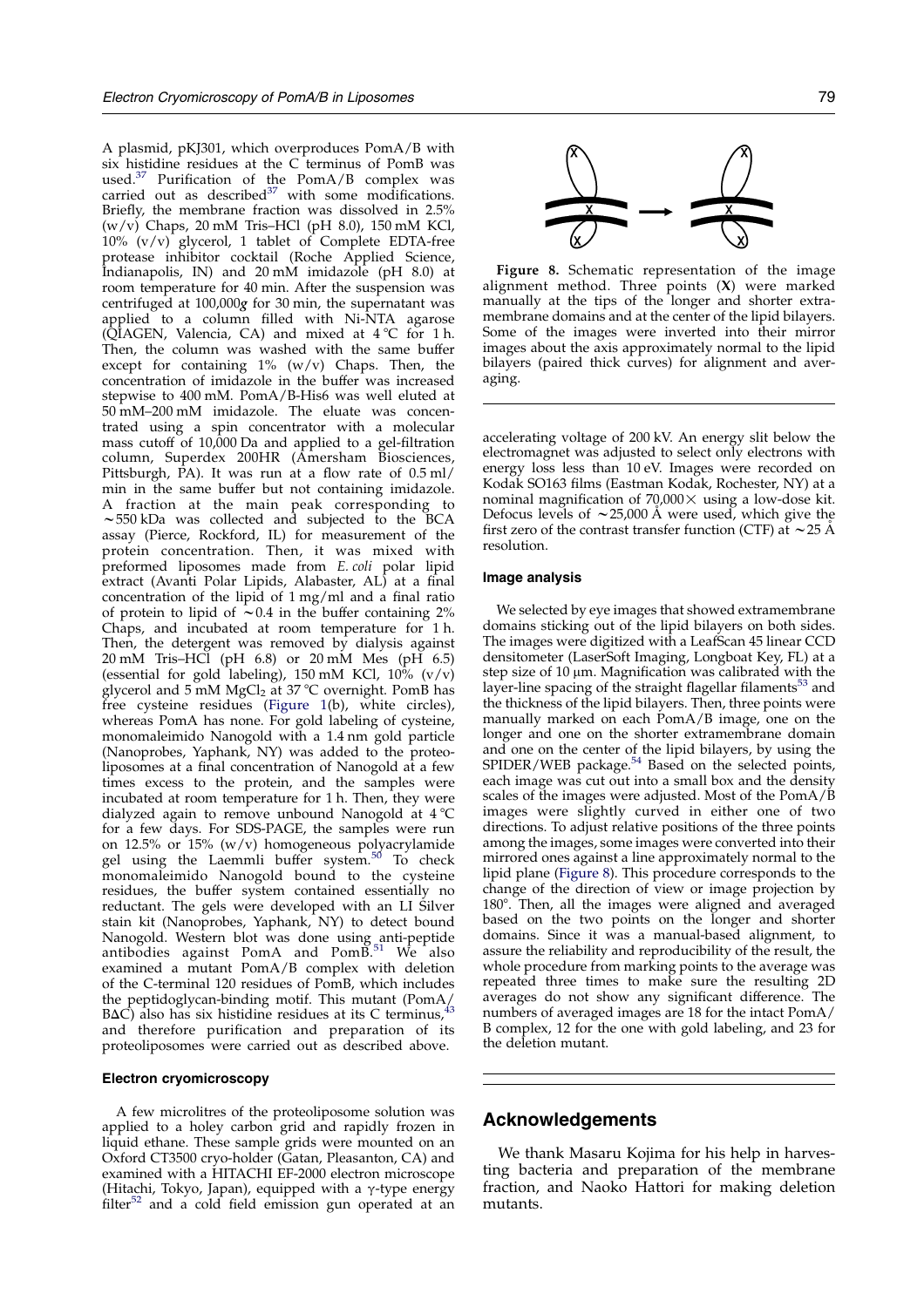A plasmid, pKJ301, which overproduces PomA/B with six histidine residues at the C terminus of PomB was used.[37] Purification of the PomA/B complex was carried out as described[37] with some modifications. Briefly, the membrane fraction was dissolved in 2.5% (w/v) Chaps, 20 mM Tris–HCl (pH 8.0), 150 mM KCl, 10% (v/v) glycerol, 1 tablet of Complete EDTA-free protease inhibitor cocktail (Roche Applied Science, Indianapolis, IN) and 20 mM imidazole (pH 8.0) at room temperature for 40 min. After the suspension was centrifuged at 100,000*g* for 30 min, the supernatant was applied to a column filled with Ni-NTA agarose (QIAGEN, Valencia, CA) and mixed at 4 °C for 1 h. Then, the column was washed with the same buffer except for containing 1% (w/v) Chaps. Then, the concentration of imidazole in the buffer was increased stepwise to 400 mM. PomA/B-His6 was well eluted at 50 mM–200 mM imidazole. The eluate was concentrated using a spin concentrator with a molecular mass cutoff of 10,000 Da and applied to a gel-filtration column, Superdex 200HR (Amersham Biosciences, Pittsburgh, PA). It was run at a flow rate of 0.5 ml/min in the same buffer but not containing imidazole. A fraction at the main peak corresponding to ∼550 kDa was collected and subjected to the BCA assay (Pierce, Rockford, IL) for measurement of the protein concentration. Then, it was mixed with preformed liposomes made from *E. coli* polar lipid extract (Avanti Polar Lipids, Alabaster, AL) at a final concentration of the lipid of 1 mg/ml and a final ratio of protein to lipid of ∼0.4 in the buffer containing 2% Chaps, and incubated at room temperature for 1 h. Then, the detergent was removed by dialysis against 20 mM Tris–HCl (pH 6.8) or 20 mM Mes (pH 6.5) (essential for gold labeling), 150 mM KCl, 10% (v/v) glycerol and 5 mM $MgCl_2$ at 37 °C overnight. PomB has free cysteine residues (Figure 1(b), white circles), whereas PomA has none. For gold labeling of cysteine, monomaleimido Nanogold with a 1.4 nm gold particle (Nanoprobes, Yaphank, NY) was added to the proteoliposomes at a final concentration of Nanogold at a few times excess to the protein, and the samples were incubated at room temperature for 1 h. Then, they were dialyzed again to remove unbound Nanogold at 4 °C for a few days. For SDS-PAGE, the samples were run on 12.5% or 15% (w/v) homogeneous polyacrylamide gel using the Laemmli buffer system.[50] To check monomaleimido Nanogold bound to the cysteine residues, the buffer system contained essentially no reductant. The gels were developed with an LI Silver stain kit (Nanoprobes, Yaphank, NY) to detect bound Nanogold. Western blot was done using anti-peptide antibodies against PomA and PomB.[51] We also examined a mutant PomA/B complex with deletion of the C-terminal 120 residues of PomB, which includes the peptidoglycan-binding motif. This mutant (PomA/BΔC) also has six histidine residues at its C terminus,[43] and therefore purification and preparation of its proteoliposomes were carried out as described above.

#### Electron cryomicroscopy

A few microlitres of the proteoliposome solution was applied to a holey carbon grid and rapidly frozen in liquid ethane. These sample grids were mounted on an Oxford CT3500 cryo-holder (Gatan, Pleasanton, CA) and examined with a HITACHI EF-2000 electron microscope (Hitachi, Tokyo, Japan), equipped with a γ-type energy filter[52] and a cold field emission gun operated at an accelerating voltage of 200 kV. An energy slit below the electromagnet was adjusted to select only electrons with energy loss less than 10 eV. Images were recorded on Kodak SO163 films (Eastman Kodak, Rochester, NY) at a nominal magnification of 70,000× using a low-dose kit. Defocus levels of ∼25,000 Å were used, which give the first zero of the contrast transfer function (CTF) at ∼25 Å resolution.

**Figure 8.** Schematic representation of the image alignment method. Three points (**X**) were marked manually at the tips of the longer and shorter extramembrane domains and at the center of the lipid bilayers. Some of the images were inverted into their mirror images about the axis approximately normal to the lipid bilayers (paired thick curves) for alignment and averaging.

#### Image analysis

We selected by eye images that showed extramembrane domains sticking out of the lipid bilayers on both sides. The images were digitized with a LeafScan 45 linear CCD densitometer (LaserSoft Imaging, Longboat Key, FL) at a step size of 10 μm. Magnification was calibrated with the layer-line spacing of the straight flagellar filaments[53] and the thickness of the lipid bilayers. Then, three points were manually marked on each PomA/B image, one on the longer and one on the shorter extramembrane domain and one on the center of the lipid bilayers, by using the SPIDER/WEB package.[54] Based on the selected points, each image was cut out into a small box and the density scales of the images were adjusted. Most of the PomA/B images were slightly curved in either one of two directions. To adjust relative positions of the three points among the images, some images were converted into their mirrored ones against a line approximately normal to the lipid plane (Figure 8). This procedure corresponds to the change of the direction of view or image projection by 180°. Then, all the images were aligned and averaged based on the two points on the longer and shorter domains. Since it was a manual-based alignment, to assure the reliability and reproducibility of the result, the whole procedure from marking points to the average was repeated three times to make sure the resulting 2D averages do not show any significant difference. The numbers of averaged images are 18 for the intact PomA/B complex, 12 for the one with gold labeling, and 23 for the deletion mutant.

## Acknowledgements

We thank Masaru Kojima for his help in harvesting bacteria and preparation of the membrane fraction, and Naoko Hattori for making deletion mutants.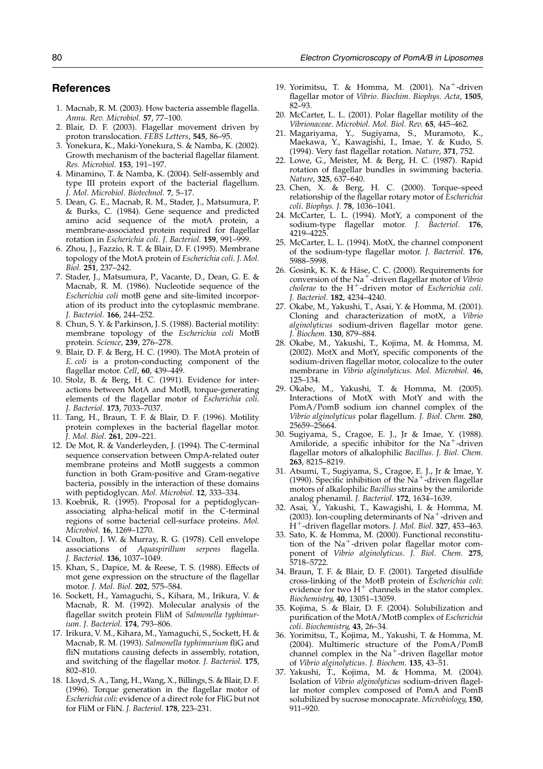## References

1. Macnab, R. M. (2003). How bacteria assemble flagella. *Annu. Rev. Microbiol.* **57**, 77–100.
2. Blair, D. F. (2003). Flagellar movement driven by proton translocation. *FEBS Letters*, **545**, 86–95.
3. Yonekura, K., Maki-Yonekura, S. & Namba, K. (2002). Growth mechanism of the bacterial flagellar filament. *Res. Microbiol.* **153**, 191–197.
4. Minamino, T. & Namba, K. (2004). Self-assembly and type III protein export of the bacterial flagellum. *J. Mol. Microbiol. Biotechnol.* **7**, 5–17.
5. Dean, G. E., Macnab, R. M., Stader, J., Matsumura, P. & Burks, C. (1984). Gene sequence and predicted amino acid sequence of the motA protein, a membrane-associated protein required for flagellar rotation in *Escherichia coli*. *J. Bacteriol.* **159**, 991–999.
6. Zhou, J., Fazzio, R. T. & Blair, D. F. (1995). Membrane topology of the MotA protein of *Escherichia coli*. *J. Mol. Biol.* **251**, 237–242.
7. Stader, J., Matsumura, P., Vacante, D., Dean, G. E. & Macnab, R. M. (1986). Nucleotide sequence of the *Escherichia coli* motB gene and site-limited incorporation of its product into the cytoplasmic membrane. *J. Bacteriol.* **166**, 244–252.
8. Chun, S. Y. & Parkinson, J. S. (1988). Bacterial motility: membrane topology of the *Escherichia coli* MotB protein. *Science*, **239**, 276–278.
9. Blair, D. F. & Berg, H. C. (1990). The MotA protein of *E. coli* is a proton-conducting component of the flagellar motor. *Cell*, **60**, 439–449.
10. Stolz, B. & Berg, H. C. (1991). Evidence for interactions between MotA and MotB, torque-generating elements of the flagellar motor of *Escherichia coli*. *J. Bacteriol.* **173**, 7033–7037.
11. Tang, H., Braun, T. F. & Blair, D. F. (1996). Motility protein complexes in the bacterial flagellar motor. *J. Mol. Biol.* **261**, 209–221.
12. De Mot, R. & Vanderleyden, J. (1994). The C-terminal sequence conservation between OmpA-related outer membrane proteins and MotB suggests a common function in both Gram-positive and Gram-negative bacteria, possibly in the interaction of these domains with peptidoglycan. *Mol. Microbiol.* **12**, 333–334.
13. Koebnik, R. (1995). Proposal for a peptidoglycan-associating alpha-helical motif in the C-terminal regions of some bacterial cell-surface proteins. *Mol. Microbiol.* **16**, 1269–1270.
14. Coulton, J. W. & Murray, R. G. (1978). Cell envelope associations of *Aquaspirillum serpens* flagella. *J. Bacteriol.* **136**, 1037–1049.
15. Khan, S., Dapice, M. & Reese, T. S. (1988). Effects of mot gene expression on the structure of the flagellar motor. *J. Mol. Biol.* **202**, 575–584.
16. Sockett, H., Yamaguchi, S., Kihara, M., Irikura, V. & Macnab, R. M. (1992). Molecular analysis of the flagellar switch protein FliM of *Salmonella typhimurium*. *J. Bacteriol.* **174**, 793–806.
17. Irikura, V. M., Kihara, M., Yamaguchi, S., Sockett, H. & Macnab, R. M. (1993). *Salmonella typhimurium* fliG and fliN mutations causing defects in assembly, rotation, and switching of the flagellar motor. *J. Bacteriol.* **175**, 802–810.
18. Lloyd, S. A., Tang, H., Wang, X., Billings, S. & Blair, D. F. (1996). Torque generation in the flagellar motor of *Escherichia coli*: evidence of a direct role for FliG but not for FliM or FliN. *J. Bacteriol.* **178**, 223–231.
19. Yorimitsu, T. & Homma, M. (2001). $Na^+$-driven flagellar motor of *Vibrio*. *Biochim. Biophys. Acta*, **1505**, 82–93.
20. McCarter, L. L. (2001). Polar flagellar motility of the *Vibrionaceae*. *Microbiol. Mol. Biol. Rev.* **65**, 445–462.
21. Magariyama, Y., Sugiyama, S., Muramoto, K., Maekawa, Y., Kawagishi, I., Imae, Y. & Kudo, S. (1994). Very fast flagellar rotation. *Nature*, **371**, 752.
22. Lowe, G., Meister, M. & Berg, H. C. (1987). Rapid rotation of flagellar bundles in swimming bacteria. *Nature*, **325**, 637–640.
23. Chen, X. & Berg, H. C. (2000). Torque–speed relationship of the flagellar rotary motor of *Escherichia coli*. *Biophys. J.* **78**, 1036–1041.
24. McCarter, L. L. (1994). MotY, a component of the sodium-type flagellar motor. *J. Bacteriol.* **176**, 4219–4225.
25. McCarter, L. L. (1994). MotX, the channel component of the sodium-type flagellar motor. *J. Bacteriol.* **176**, 5988–5998.
26. Gosink, K. K. & Häse, C. C. (2000). Requirements for conversion of the $Na^+$-driven flagellar motor of *Vibrio cholerae* to the $H^+$-driven motor of *Escherichia coli*. *J. Bacteriol.* **182**, 4234–4240.
27. Okabe, M., Yakushi, T., Asai, Y. & Homma, M. (2001). Cloning and characterization of motX, a *Vibrio alginolyticus* sodium-driven flagellar motor gene. *J. Biochem.* **130**, 879–884.
28. Okabe, M., Yakushi, T., Kojima, M. & Homma, M. (2002). MotX and MotY, specific components of the sodium-driven flagellar motor, colocalize to the outer membrane in *Vibrio alginolyticus*. *Mol. Microbiol.* **46**, 125–134.
29. Okabe, M., Yakushi, T. & Homma, M. (2005). Interactions of MotX with MotY and with the PomA/PomB sodium ion channel complex of the *Vibrio alginolyticus* polar flagellum. *J. Biol. Chem.* **280**, 25659–25664.
30. Sugiyama, S., Cragoe, E. J., Jr & Imae, Y. (1988). Amiloride, a specific inhibitor for the $Na^+$-driven flagellar motors of alkalophilic *Bacillus*. *J. Biol. Chem.* **263**, 8215–8219.
31. Atsumi, T., Sugiyama, S., Cragoe, E. J., Jr & Imae, Y. (1990). Specific inhibition of the $Na^+$-driven flagellar motors of alkalophilic *Bacillus* strains by the amiloride analog phenamil. *J. Bacteriol.* **172**, 1634–1639.
32. Asai, Y., Yakushi, T., Kawagishi, I. & Homma, M. (2003). Ion-coupling determinants of $Na^+$-driven and $H^+$-driven flagellar motors. *J. Mol. Biol.* **327**, 453–463.
33. Sato, K. & Homma, M. (2000). Functional reconstitution of the $Na^+$-driven polar flagellar motor component of *Vibrio alginolyticus*. *J. Biol. Chem.* **275**, 5718–5722.
34. Braun, T. F. & Blair, D. F. (2001). Targeted disulfide cross-linking of the MotB protein of *Escherichia coli*: evidence for two $H^+$ channels in the stator complex. *Biochemistry*, **40**, 13051–13059.
35. Kojima, S. & Blair, D. F. (2004). Solubilization and purification of the MotA/MotB complex of *Escherichia coli*. *Biochemistry*, **43**, 26–34.
36. Yorimitsu, T., Kojima, M., Yakushi, T. & Homma, M. (2004). Multimeric structure of the PomA/PomB channel complex in the $Na^+$-driven flagellar motor of *Vibrio alginolyticus*. *J. Biochem.* **135**, 43–51.
37. Yakushi, T., Kojima, M. & Homma, M. (2004). Isolation of *Vibrio alginolyticus* sodium-driven flagellar motor complex composed of PomA and PomB solubilized by sucrose monocaprate. *Microbiology*, **150**, 911–920.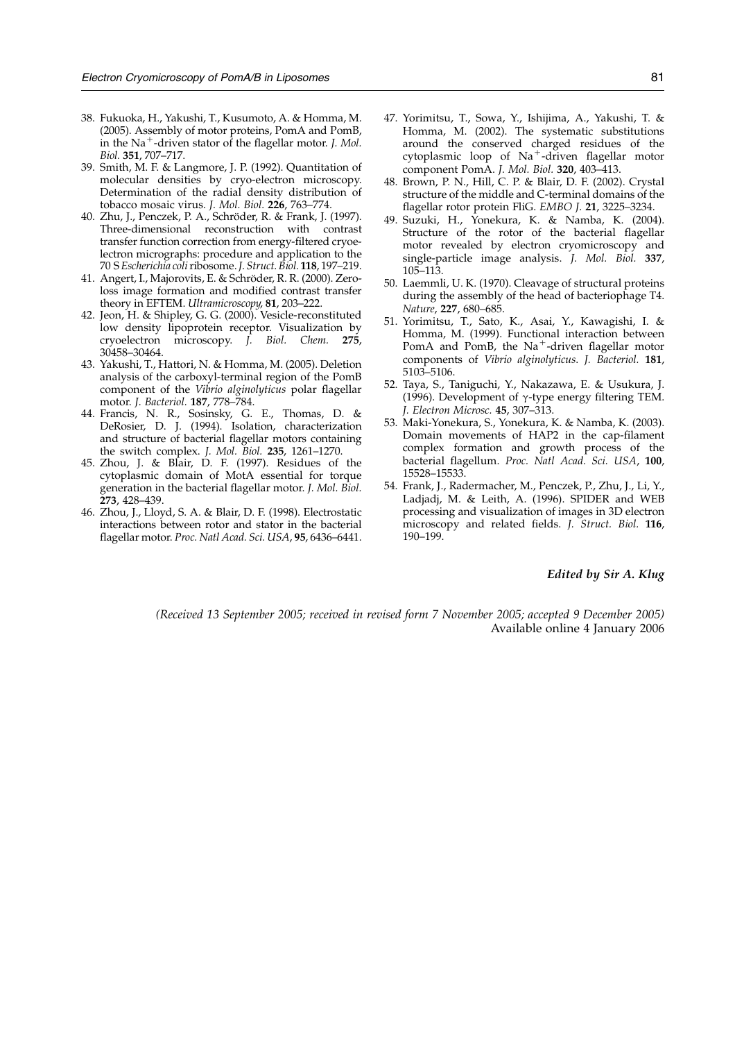38. Fukuoka, H., Yakushi, T., Kusumoto, A. & Homma, M. (2005). Assembly of motor proteins, PomA and PomB, in the $Na^+$-driven stator of the flagellar motor. *J. Mol. Biol.* **351**, 707–717.
39. Smith, M. F. & Langmore, J. P. (1992). Quantitation of molecular densities by cryo-electron microscopy. Determination of the radial density distribution of tobacco mosaic virus. *J. Mol. Biol.* **226**, 763–774.
40. Zhu, J., Penczek, P. A., Schröder, R. & Frank, J. (1997). Three-dimensional reconstruction with contrast transfer function correction from energy-filtered cryoelectron micrographs: procedure and application to the 70 S *Escherichia coli* ribosome. *J. Struct. Biol.* **118**, 197–219.
41. Angert, I., Majorovits, E. & Schröder, R. R. (2000). Zero-loss image formation and modified contrast transfer theory in EFTEM. *Ultramicroscopy*, **81**, 203–222.
42. Jeon, H. & Shipley, G. G. (2000). Vesicle-reconstituted low density lipoprotein receptor. Visualization by cryoelectron microscopy. *J. Biol. Chem.* **275**, 30458–30464.
43. Yakushi, T., Hattori, N. & Homma, M. (2005). Deletion analysis of the carboxyl-terminal region of the PomB component of the *Vibrio alginolyticus* polar flagellar motor. *J. Bacteriol.* **187**, 778–784.
44. Francis, N. R., Sosinsky, G. E., Thomas, D. & DeRosier, D. J. (1994). Isolation, characterization and structure of bacterial flagellar motors containing the switch complex. *J. Mol. Biol.* **235**, 1261–1270.
45. Zhou, J. & Blair, D. F. (1997). Residues of the cytoplasmic domain of MotA essential for torque generation in the bacterial flagellar motor. *J. Mol. Biol.* **273**, 428–439.
46. Zhou, J., Lloyd, S. A. & Blair, D. F. (1998). Electrostatic interactions between rotor and stator in the bacterial flagellar motor. *Proc. Natl Acad. Sci. USA*, **95**, 6436–6441.
47. Yorimitsu, T., Sowa, Y., Ishijima, A., Yakushi, T. & Homma, M. (2002). The systematic substitutions around the conserved charged residues of the cytoplasmic loop of $Na^+$-driven flagellar motor component PomA. *J. Mol. Biol.* **320**, 403–413.
48. Brown, P. N., Hill, C. P. & Blair, D. F. (2002). Crystal structure of the middle and C-terminal domains of the flagellar rotor protein FliG. *EMBO J.* **21**, 3225–3234.
49. Suzuki, H., Yonekura, K. & Namba, K. (2004). Structure of the rotor of the bacterial flagellar motor revealed by electron cryomicroscopy and single-particle image analysis. *J. Mol. Biol.* **337**, 105–113.
50. Laemmli, U. K. (1970). Cleavage of structural proteins during the assembly of the head of bacteriophage T4. *Nature*, **227**, 680–685.
51. Yorimitsu, T., Sato, K., Asai, Y., Kawagishi, I. & Homma, M. (1999). Functional interaction between PomA and PomB, the $Na^+$-driven flagellar motor components of *Vibrio alginolyticus*. *J. Bacteriol.* **181**, 5103–5106.
52. Taya, S., Taniguchi, Y., Nakazawa, E. & Usukura, J. (1996). Development of γ-type energy filtering TEM. *J. Electron Microsc.* **45**, 307–313.
53. Maki-Yonekura, S., Yonekura, K. & Namba, K. (2003). Domain movements of HAP2 in the cap-filament complex formation and growth process of the bacterial flagellum. *Proc. Natl Acad. Sci. USA*, **100**, 15528–15533.
54. Frank, J., Radermacher, M., Penczek, P., Zhu, J., Li, Y., Ladjadj, M. & Leith, A. (1996). SPIDER and WEB processing and visualization of images in 3D electron microscopy and related fields. *J. Struct. Biol.* **116**, 190–199.

***Edited by Sir A. Klug***

*(Received 13 September 2005; received in revised form 7 November 2005; accepted 9 December 2005)*
Available online 4 January 2006